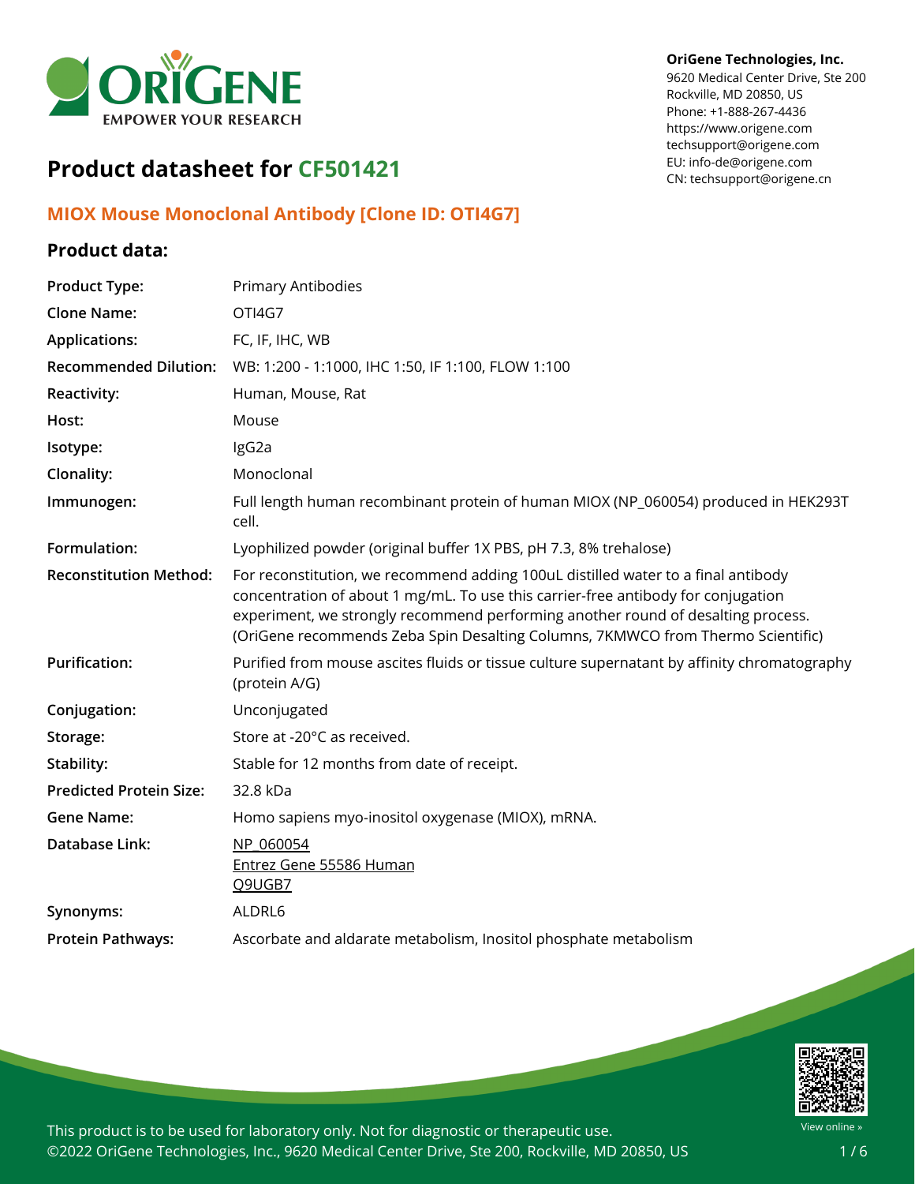OriGene Technologies, Inc.
9620 Medical Center Drive, Ste 200
Rockville, MD 20850, US
Phone: +1-888-267-4436
https://www.origene.com
techsupport@origene.com
EU: info-de@origene.com
CN: techsupport@origene.cn

# Product datasheet for CF501421

## MIOX Mouse Monoclonal Antibody [Clone ID: OTI4G7]

### Product data:

| | |
|---|---|
| **Product Type:** | Primary Antibodies |
| **Clone Name:** | OTI4G7 |
| **Applications:** | FC, IF, IHC, WB |
| **Recommended Dilution:** | WB: 1:200 - 1:1000, IHC 1:50, IF 1:100, FLOW 1:100 |
| **Reactivity:** | Human, Mouse, Rat |
| **Host:** | Mouse |
| **Isotype:** | IgG2a |
| **Clonality:** | Monoclonal |
| **Immunogen:** | Full length human recombinant protein of human MIOX (NP_060054) produced in HEK293T cell. |
| **Formulation:** | Lyophilized powder (original buffer 1X PBS, pH 7.3, 8% trehalose) |
| **Reconstitution Method:** | For reconstitution, we recommend adding 100uL distilled water to a final antibody concentration of about 1 mg/mL. To use this carrier-free antibody for conjugation experiment, we strongly recommend performing another round of desalting process. (OriGene recommends Zeba Spin Desalting Columns, 7KMWCO from Thermo Scientific) |
| **Purification:** | Purified from mouse ascites fluids or tissue culture supernatant by affinity chromatography (protein A/G) |
| **Conjugation:** | Unconjugated |
| **Storage:** | Store at -20°C as received. |
| **Stability:** | Stable for 12 months from date of receipt. |
| **Predicted Protein Size:** | 32.8 kDa |
| **Gene Name:** | Homo sapiens myo-inositol oxygenase (MIOX), mRNA. |
| **Database Link:** | NP_060054<br>Entrez Gene 55586 Human<br>Q9UGB7 |
| **Synonyms:** | ALDRL6 |
| **Protein Pathways:** | Ascorbate and aldarate metabolism, Inositol phosphate metabolism |

This product is to be used for laboratory only. Not for diagnostic or therapeutic use.
©2022 OriGene Technologies, Inc., 9620 Medical Center Drive, Ste 200, Rockville, MD 20850, US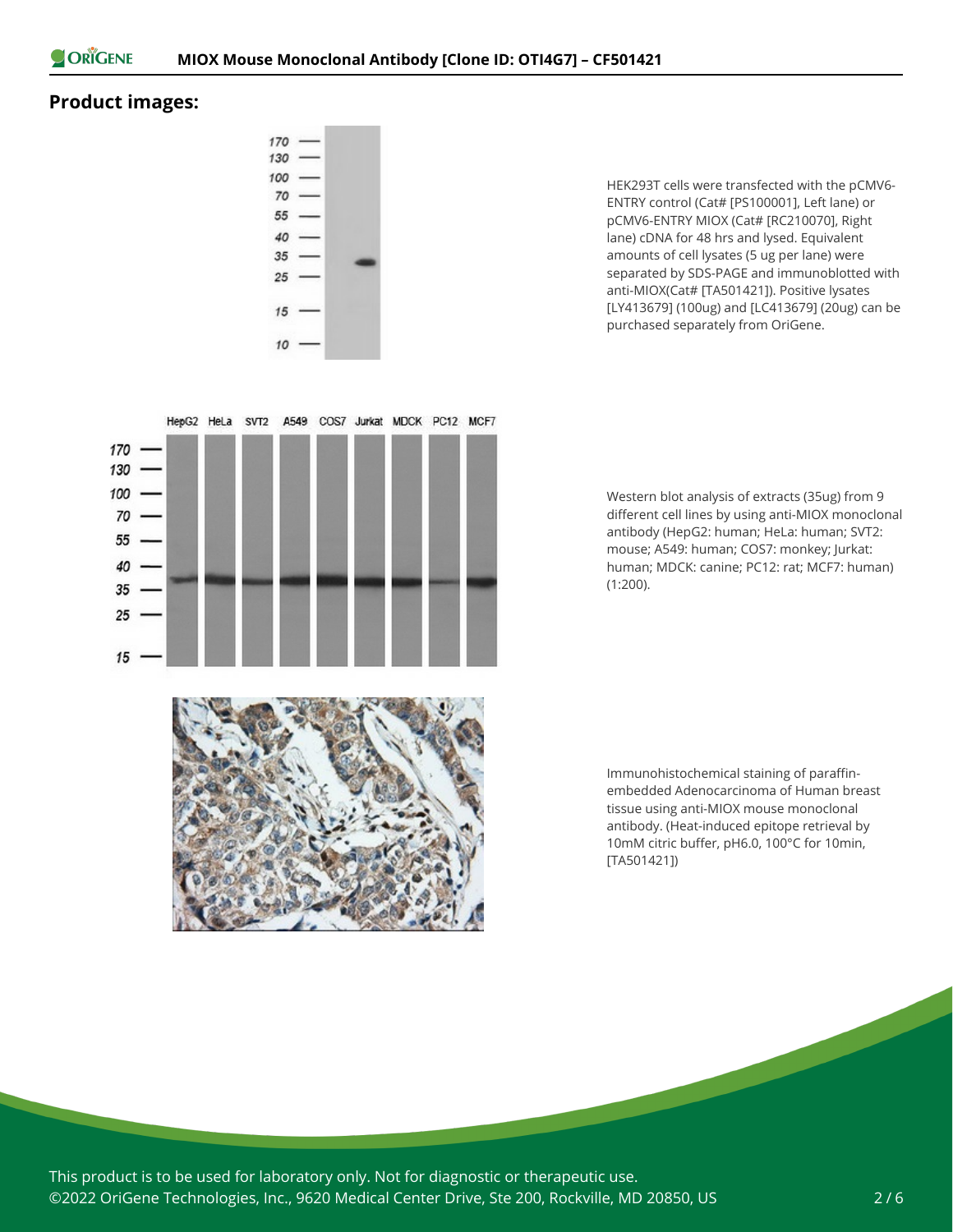## Product images:

HEK293T cells were transfected with the pCMV6-ENTRY control (Cat# [PS100001], Left lane) or pCMV6-ENTRY MIOX (Cat# [RC210070], Right lane) cDNA for 48 hrs and lysed. Equivalent amounts of cell lysates (5 ug per lane) were separated by SDS-PAGE and immunoblotted with anti-MIOX(Cat# [TA501421]). Positive lysates [LY413679] (100ug) and [LC413679] (20ug) can be purchased separately from OriGene.

Western blot analysis of extracts (35ug) from 9 different cell lines by using anti-MIOX monoclonal antibody (HepG2: human; HeLa: human; SVT2: mouse; A549: human; COS7: monkey; Jurkat: human; MDCK: canine; PC12: rat; MCF7: human) (1:200).

Immunohistochemical staining of paraffin-embedded Adenocarcinoma of Human breast tissue using anti-MIOX mouse monoclonal antibody. (Heat-induced epitope retrieval by 10mM citric buffer, pH6.0, 100°C for 10min, [TA501421])

This product is to be used for laboratory only. Not for diagnostic or therapeutic use.
©2022 OriGene Technologies, Inc., 9620 Medical Center Drive, Ste 200, Rockville, MD 20850, US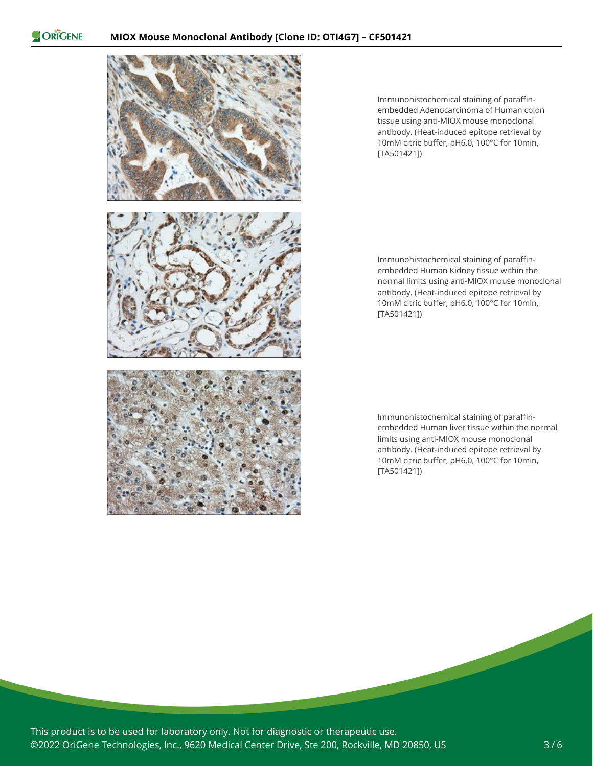Immunohistochemical staining of paraffin-embedded Adenocarcinoma of Human colon tissue using anti-MIOX mouse monoclonal antibody. (Heat-induced epitope retrieval by 10mM citric buffer, pH6.0, 100°C for 10min, [TA501421])

Immunohistochemical staining of paraffin-embedded Human Kidney tissue within the normal limits using anti-MIOX mouse monoclonal antibody. (Heat-induced epitope retrieval by 10mM citric buffer, pH6.0, 100°C for 10min, [TA501421])

Immunohistochemical staining of paraffin-embedded Human liver tissue within the normal limits using anti-MIOX mouse monoclonal antibody. (Heat-induced epitope retrieval by 10mM citric buffer, pH6.0, 100°C for 10min, [TA501421])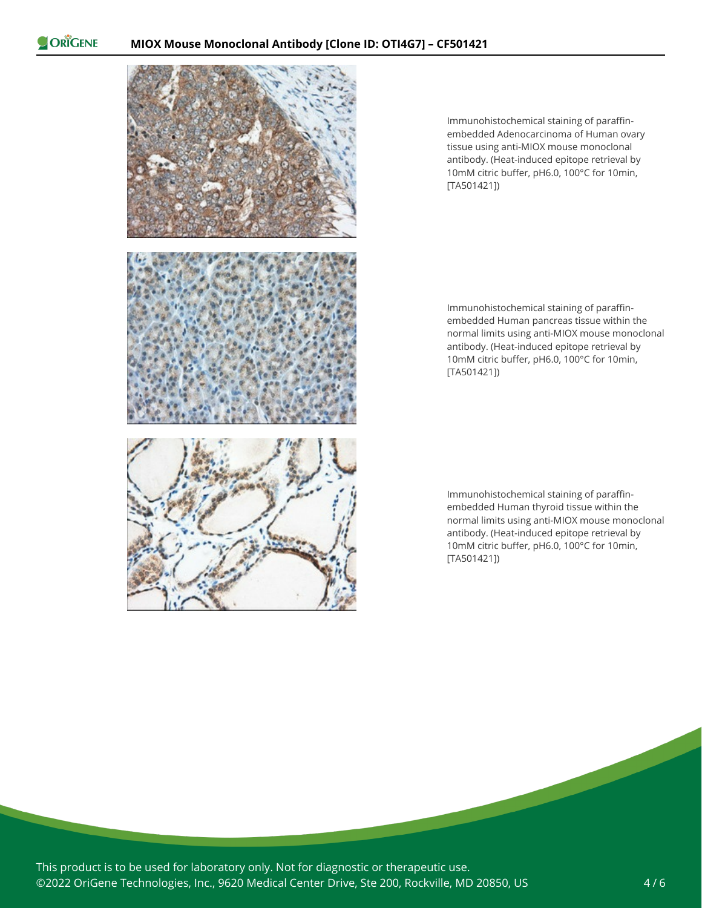Immunohistochemical staining of paraffin-embedded Adenocarcinoma of Human ovary tissue using anti-MIOX mouse monoclonal antibody. (Heat-induced epitope retrieval by 10mM citric buffer, pH6.0, 100°C for 10min, [TA501421])

Immunohistochemical staining of paraffin-embedded Human pancreas tissue within the normal limits using anti-MIOX mouse monoclonal antibody. (Heat-induced epitope retrieval by 10mM citric buffer, pH6.0, 100°C for 10min, [TA501421])

Immunohistochemical staining of paraffin-embedded Human thyroid tissue within the normal limits using anti-MIOX mouse monoclonal antibody. (Heat-induced epitope retrieval by 10mM citric buffer, pH6.0, 100°C for 10min, [TA501421])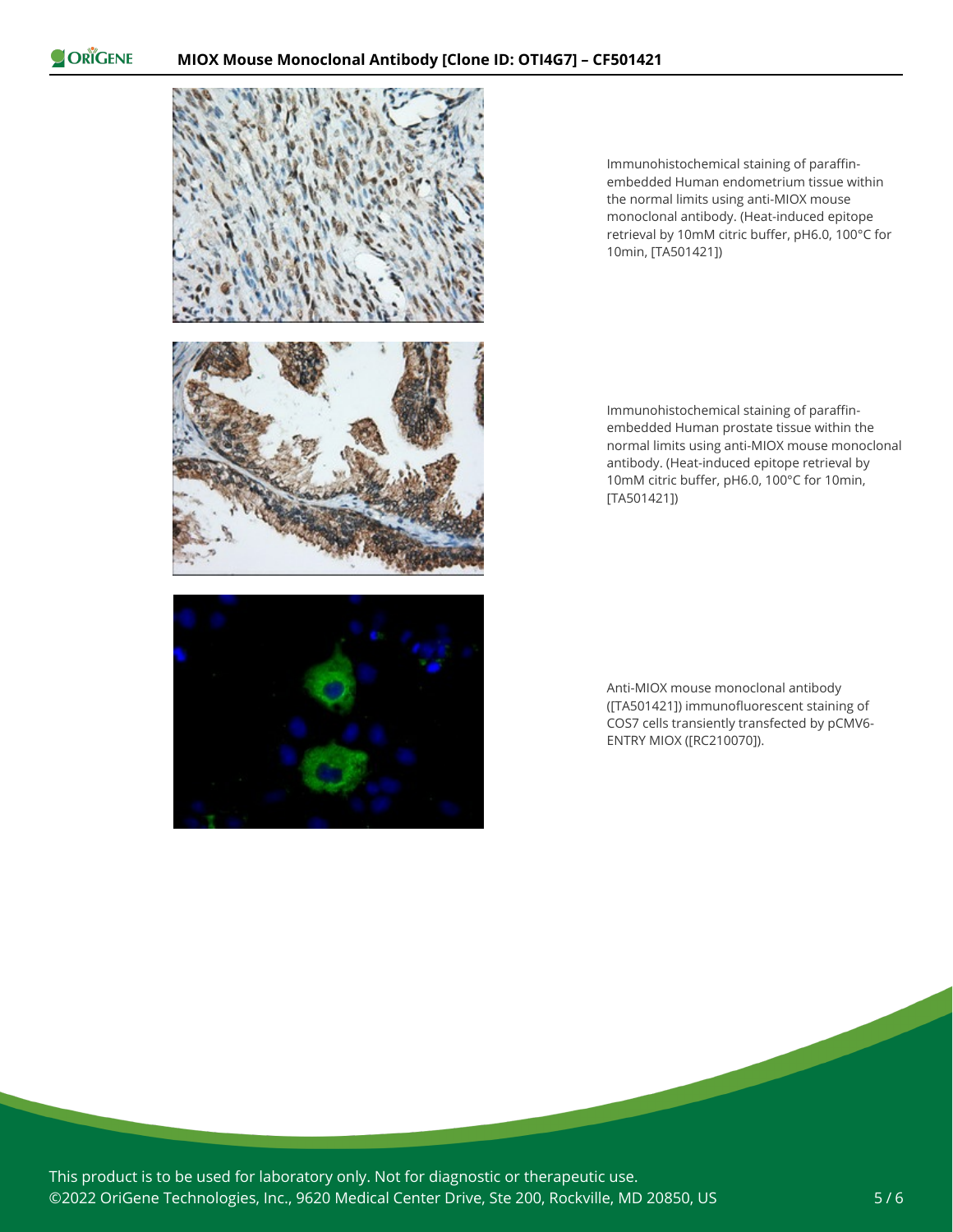Immunohistochemical staining of paraffin-embedded Human endometrium tissue within the normal limits using anti-MIOX mouse monoclonal antibody. (Heat-induced epitope retrieval by 10mM citric buffer, pH6.0, 100°C for 10min, [TA501421])

Immunohistochemical staining of paraffin-embedded Human prostate tissue within the normal limits using anti-MIOX mouse monoclonal antibody. (Heat-induced epitope retrieval by 10mM citric buffer, pH6.0, 100°C for 10min, [TA501421])

Anti-MIOX mouse monoclonal antibody ([TA501421]) immunofluorescent staining of COS7 cells transiently transfected by pCMV6-ENTRY MIOX ([RC210070]).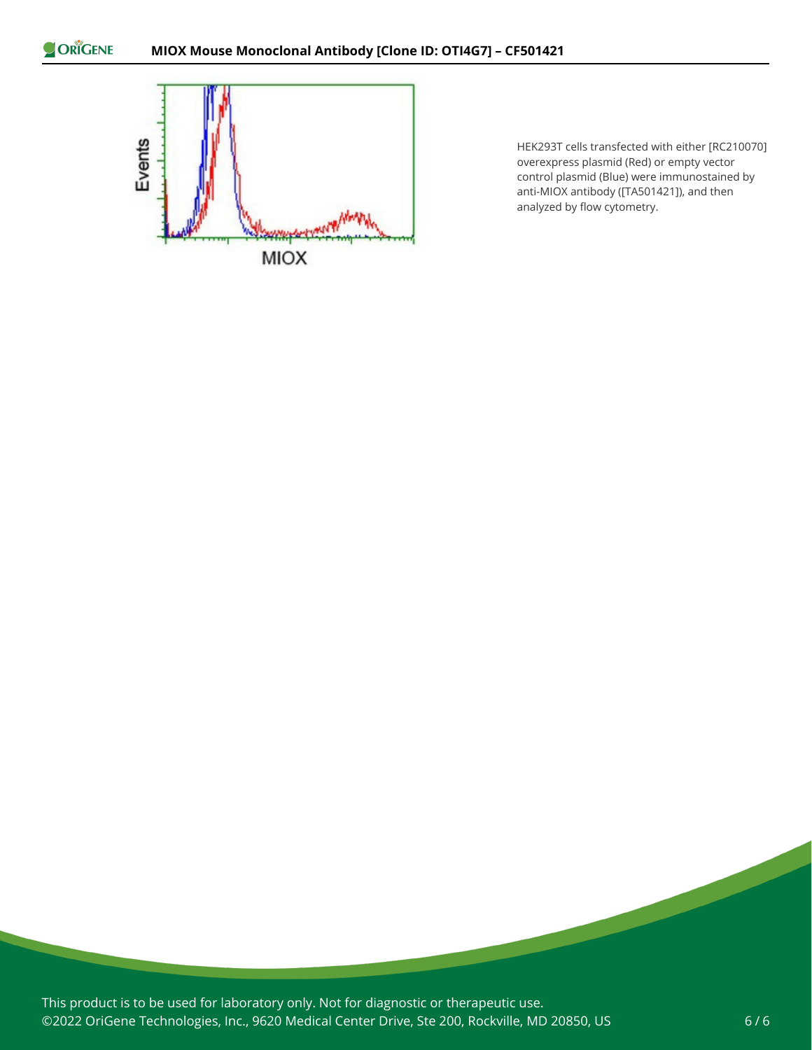Events

MIOX

HEK293T cells transfected with either [RC210070] overexpress plasmid (Red) or empty vector control plasmid (Blue) were immunostained by anti-MIOX antibody ([TA501421]), and then analyzed by flow cytometry.

This product is to be used for laboratory only. Not for diagnostic or therapeutic use.
©2022 OriGene Technologies, Inc., 9620 Medical Center Drive, Ste 200, Rockville, MD 20850, US